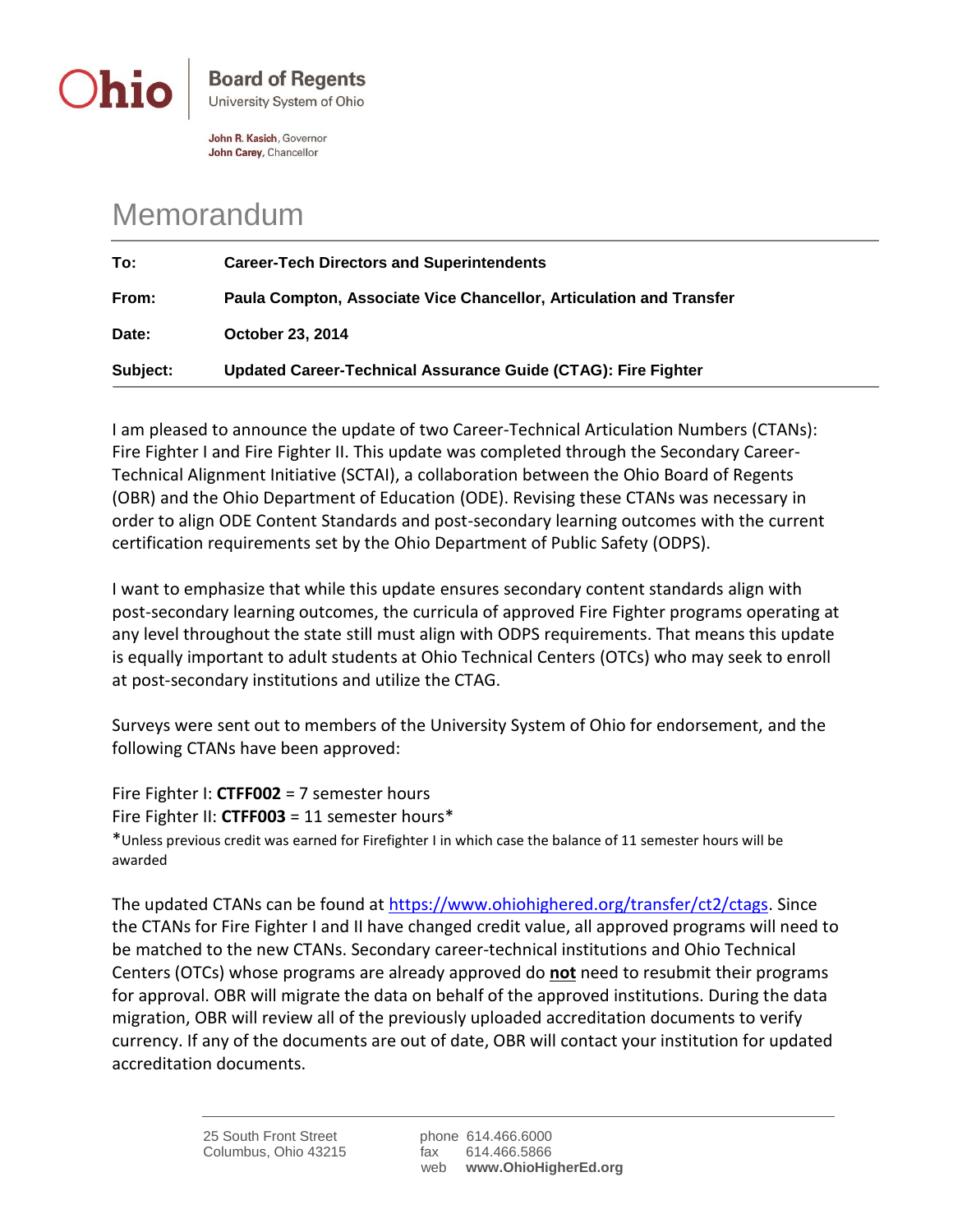Ohio | Board of Regents
University System of Ohio

**John R. Kasich**, Governor
**John Carey**, Chancellor

# Memorandum

| | |
|---|---|
| **To:** | **Career-Tech Directors and Superintendents** |
| **From:** | **Paula Compton, Associate Vice Chancellor, Articulation and Transfer** |
| **Date:** | **October 23, 2014** |
| **Subject:** | **Updated Career-Technical Assurance Guide (CTAG): Fire Fighter** |

I am pleased to announce the update of two Career-Technical Articulation Numbers (CTANs): Fire Fighter I and Fire Fighter II. This update was completed through the Secondary Career-Technical Alignment Initiative (SCTAI), a collaboration between the Ohio Board of Regents (OBR) and the Ohio Department of Education (ODE). Revising these CTANs was necessary in order to align ODE Content Standards and post-secondary learning outcomes with the current certification requirements set by the Ohio Department of Public Safety (ODPS).

I want to emphasize that while this update ensures secondary content standards align with post-secondary learning outcomes, the curricula of approved Fire Fighter programs operating at any level throughout the state still must align with ODPS requirements. That means this update is equally important to adult students at Ohio Technical Centers (OTCs) who may seek to enroll at post-secondary institutions and utilize the CTAG.

Surveys were sent out to members of the University System of Ohio for endorsement, and the following CTANs have been approved:

Fire Fighter I: **CTFF002** = 7 semester hours
Fire Fighter II: **CTFF003** = 11 semester hours*
*Unless previous credit was earned for Firefighter I in which case the balance of 11 semester hours will be awarded

The updated CTANs can be found at https://www.ohiohighered.org/transfer/ct2/ctags. Since the CTANs for Fire Fighter I and II have changed credit value, all approved programs will need to be matched to the new CTANs. Secondary career-technical institutions and Ohio Technical Centers (OTCs) whose programs are already approved do **not** need to resubmit their programs for approval. OBR will migrate the data on behalf of the approved institutions. During the data migration, OBR will review all of the previously uploaded accreditation documents to verify currency. If any of the documents are out of date, OBR will contact your institution for updated accreditation documents.

25 South Front Street
Columbus, Ohio 43215

phone 614.466.6000
fax 614.466.5866
web **www.OhioHigherEd.org**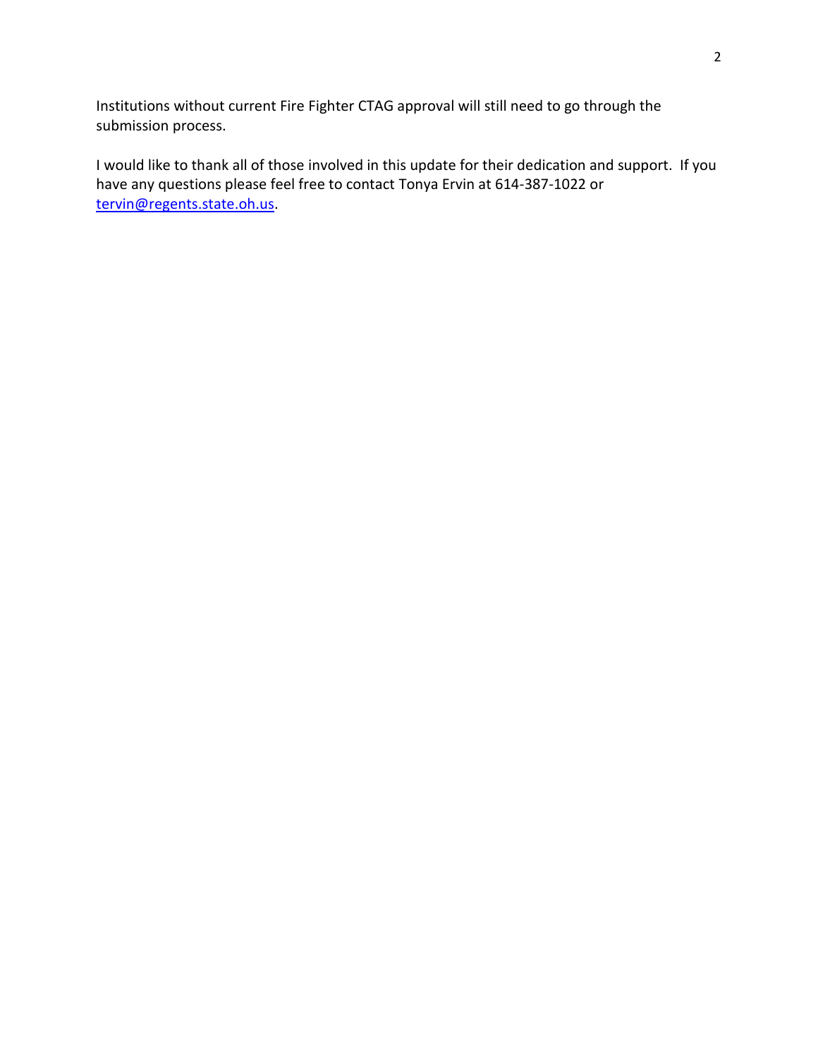Institutions without current Fire Fighter CTAG approval will still need to go through the submission process.

I would like to thank all of those involved in this update for their dedication and support. If you have any questions please feel free to contact Tonya Ervin at 614-387-1022 or tervin@regents.state.oh.us.